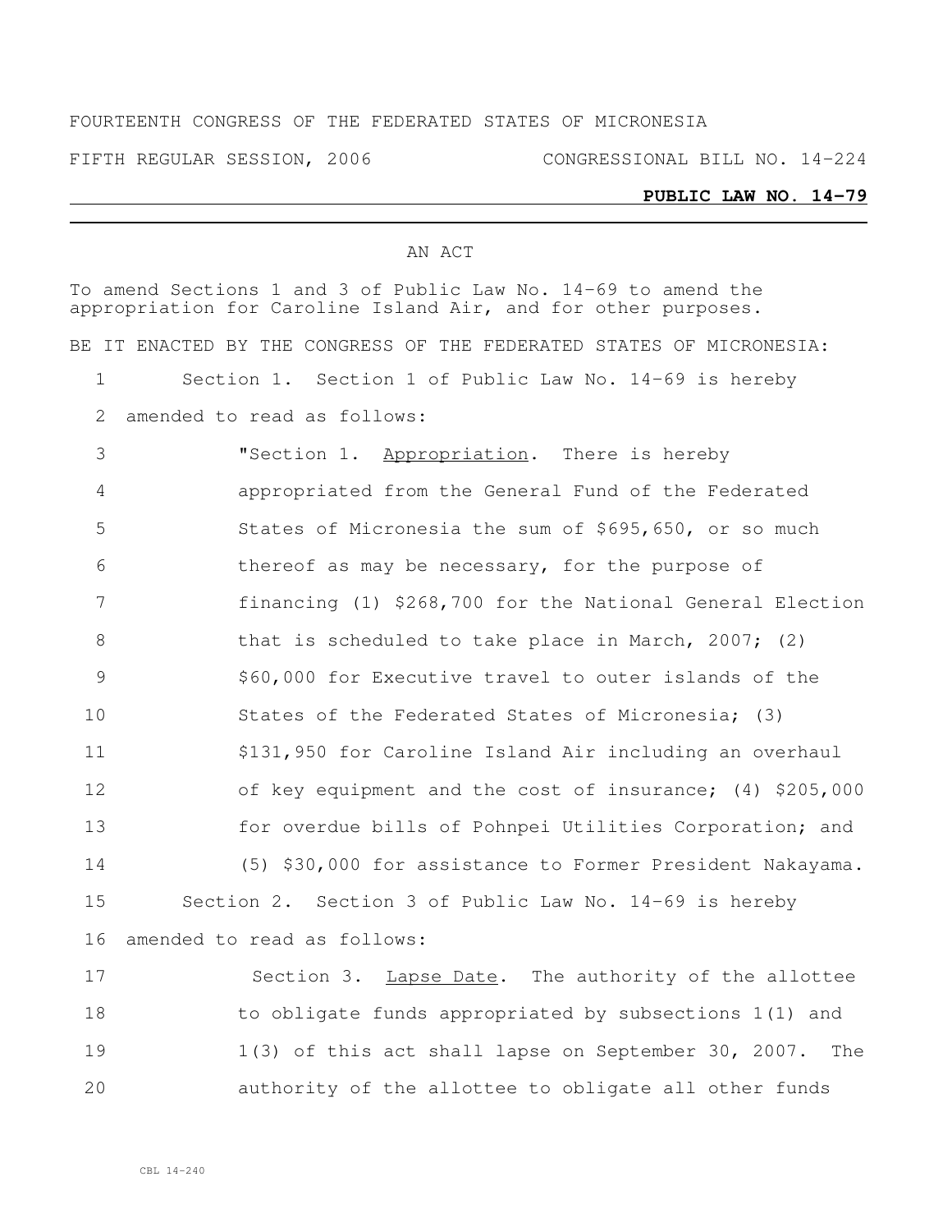FOURTEENTH CONGRESS OF THE FEDERATED STATES OF MICRONESIA

FIFTH REGULAR SESSION, 2006 CONGRESSIONAL BILL NO. 14-224

**PUBLIC LAW NO. 14-79**

AN ACT

To amend Sections 1 and 3 of Public Law No. 14-69 to amend the appropriation for Caroline Island Air, and for other purposes.

BE IT ENACTED BY THE CONGRESS OF THE FEDERATED STATES OF MICRONESIA:

1 Section 1. Section 1 of Public Law No. 14-69 is hereby
2 amended to read as follows:
3 "Section 1. Appropriation. There is hereby
4 appropriated from the General Fund of the Federated
5 States of Micronesia the sum of $695,650, or so much
6 thereof as may be necessary, for the purpose of
7 financing (1) $268,700 for the National General Election
8 that is scheduled to take place in March, 2007; (2)
9 $60,000 for Executive travel to outer islands of the
10 States of the Federated States of Micronesia; (3)
11 $131,950 for Caroline Island Air including an overhaul
12 of key equipment and the cost of insurance; (4) $205,000
13 for overdue bills of Pohnpei Utilities Corporation; and
14 (5) $30,000 for assistance to Former President Nakayama.
15 Section 2. Section 3 of Public Law No. 14-69 is hereby
16 amended to read as follows:
17 Section 3. Lapse Date. The authority of the allottee
18 to obligate funds appropriated by subsections 1(1) and
19 1(3) of this act shall lapse on September 30, 2007. The
20 authority of the allottee to obligate all other funds

CBL 14-240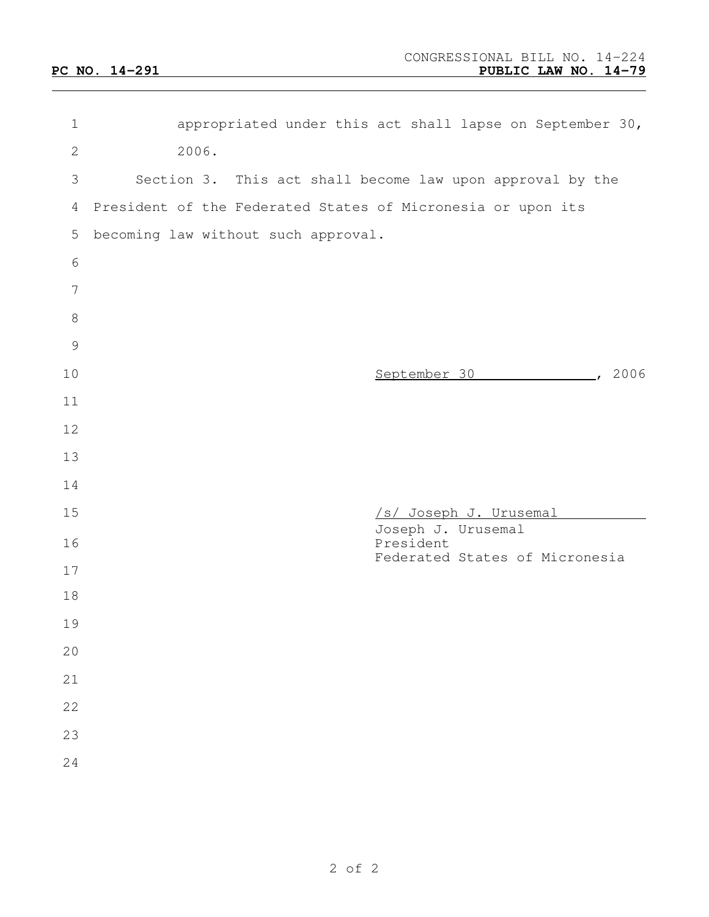appropriated under this act shall lapse on September 30, 2006.

Section 3. This act shall become law upon approval by the President of the Federated States of Micronesia or upon its becoming law without such approval.

September 30, 2006

/s/ Joseph J. Urusemal

Joseph J. Urusemal
President
Federated States of Micronesia